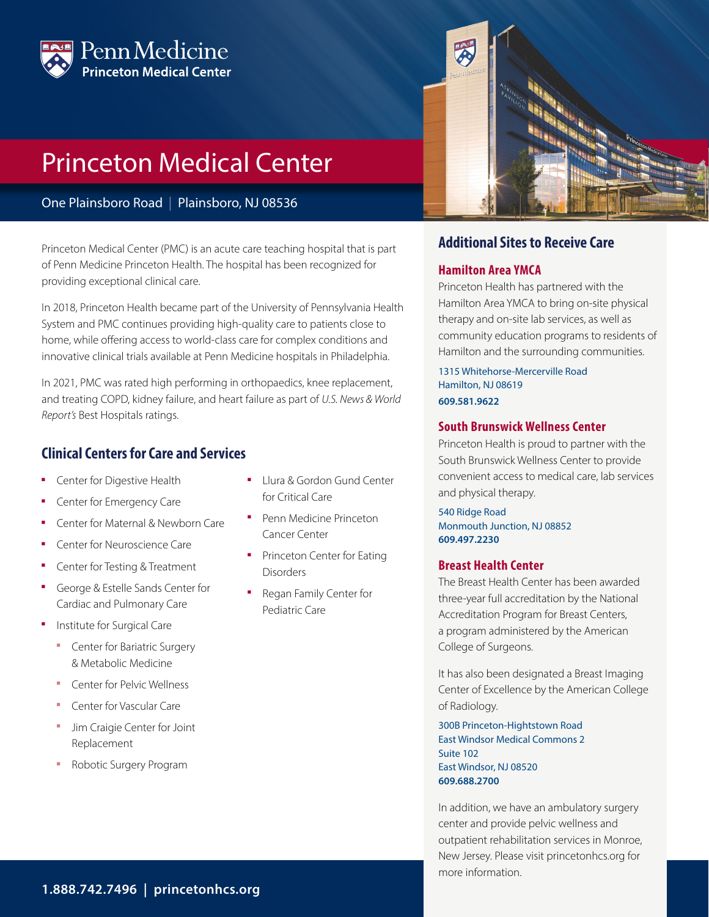Penn Medicine
**Princeton Medical Center**

# Princeton Medical Center

One Plainsboro Road | Plainsboro, NJ 08536

Princeton Medical Center (PMC) is an acute care teaching hospital that is part of Penn Medicine Princeton Health. The hospital has been recognized for providing exceptional clinical care.

In 2018, Princeton Health became part of the University of Pennsylvania Health System and PMC continues providing high-quality care to patients close to home, while offering access to world-class care for complex conditions and innovative clinical trials available at Penn Medicine hospitals in Philadelphia.

In 2021, PMC was rated high performing in orthopaedics, knee replacement, and treating COPD, kidney failure, and heart failure as part of *U.S. News & World Report's* Best Hospitals ratings.

## Clinical Centers for Care and Services

- Center for Digestive Health
- Center for Emergency Care
- Center for Maternal & Newborn Care
- Center for Neuroscience Care
- Center for Testing & Treatment
- George & Estelle Sands Center for Cardiac and Pulmonary Care
- Institute for Surgical Care
  - Center for Bariatric Surgery & Metabolic Medicine
  - Center for Pelvic Wellness
  - Center for Vascular Care
  - Jim Craigie Center for Joint Replacement
  - Robotic Surgery Program
- Llura & Gordon Gund Center for Critical Care
- Penn Medicine Princeton Cancer Center
- Princeton Center for Eating Disorders
- Regan Family Center for Pediatric Care

## Additional Sites to Receive Care

### Hamilton Area YMCA

Princeton Health has partnered with the Hamilton Area YMCA to bring on-site physical therapy and on-site lab services, as well as community education programs to residents of Hamilton and the surrounding communities.

1315 Whitehorse-Mercerville Road
Hamilton, NJ 08619
**609.581.9622**

### South Brunswick Wellness Center

Princeton Health is proud to partner with the South Brunswick Wellness Center to provide convenient access to medical care, lab services and physical therapy.

540 Ridge Road
Monmouth Junction, NJ 08852
**609.497.2230**

### Breast Health Center

The Breast Health Center has been awarded three-year full accreditation by the National Accreditation Program for Breast Centers, a program administered by the American College of Surgeons.

It has also been designated a Breast Imaging Center of Excellence by the American College of Radiology.

300B Princeton-Hightstown Road
East Windsor Medical Commons 2
Suite 102
East Windsor, NJ 08520
**609.688.2700**

In addition, we have an ambulatory surgery center and provide pelvic wellness and outpatient rehabilitation services in Monroe, New Jersey. Please visit princetonhcs.org for more information.

**1.888.742.7496 | princetonhcs.org**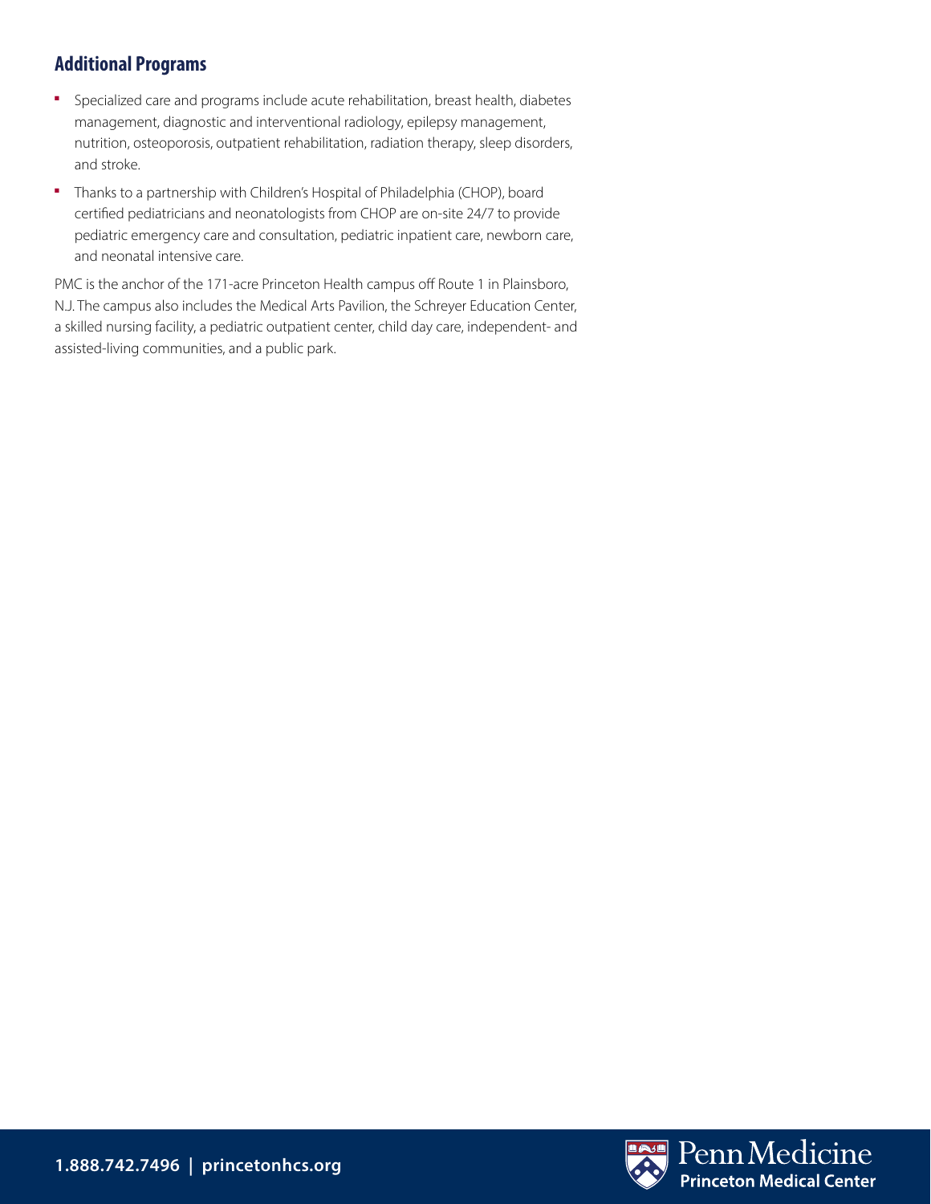## Additional Programs

- Specialized care and programs include acute rehabilitation, breast health, diabetes management, diagnostic and interventional radiology, epilepsy management, nutrition, osteoporosis, outpatient rehabilitation, radiation therapy, sleep disorders, and stroke.
- Thanks to a partnership with Children's Hospital of Philadelphia (CHOP), board certified pediatricians and neonatologists from CHOP are on-site 24/7 to provide pediatric emergency care and consultation, pediatric inpatient care, newborn care, and neonatal intensive care.

PMC is the anchor of the 171-acre Princeton Health campus off Route 1 in Plainsboro, N.J. The campus also includes the Medical Arts Pavilion, the Schreyer Education Center, a skilled nursing facility, a pediatric outpatient center, child day care, independent- and assisted-living communities, and a public park.

1.888.742.7496 | princetonhcs.org

Penn Medicine
Princeton Medical Center